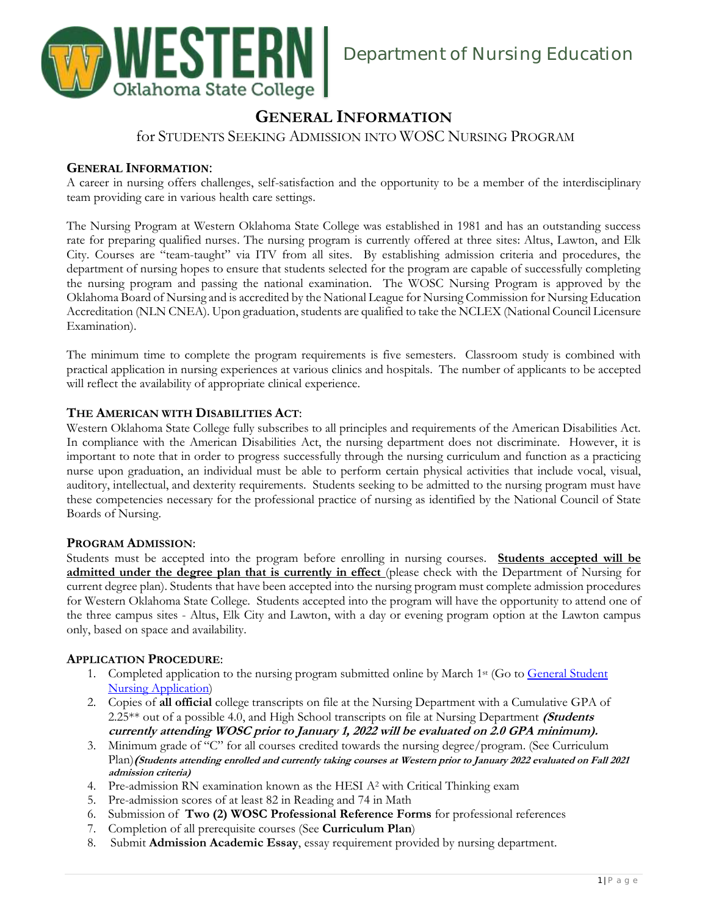Department of Nursing Education

# GENERAL INFORMATION

## for STUDENTS SEEKING ADMISSION INTO WOSC NURSING PROGRAM

### GENERAL INFORMATION:

A career in nursing offers challenges, self-satisfaction and the opportunity to be a member of the interdisciplinary team providing care in various health care settings.

The Nursing Program at Western Oklahoma State College was established in 1981 and has an outstanding success rate for preparing qualified nurses. The nursing program is currently offered at three sites: Altus, Lawton, and Elk City. Courses are "team-taught" via ITV from all sites. By establishing admission criteria and procedures, the department of nursing hopes to ensure that students selected for the program are capable of successfully completing the nursing program and passing the national examination. The WOSC Nursing Program is approved by the Oklahoma Board of Nursing and is accredited by the National League for Nursing Commission for Nursing Education Accreditation (NLN CNEA). Upon graduation, students are qualified to take the NCLEX (National Council Licensure Examination).

The minimum time to complete the program requirements is five semesters. Classroom study is combined with practical application in nursing experiences at various clinics and hospitals. The number of applicants to be accepted will reflect the availability of appropriate clinical experience.

### THE AMERICAN WITH DISABILITIES ACT:

Western Oklahoma State College fully subscribes to all principles and requirements of the American Disabilities Act. In compliance with the American Disabilities Act, the nursing department does not discriminate. However, it is important to note that in order to progress successfully through the nursing curriculum and function as a practicing nurse upon graduation, an individual must be able to perform certain physical activities that include vocal, visual, auditory, intellectual, and dexterity requirements. Students seeking to be admitted to the nursing program must have these competencies necessary for the professional practice of nursing as identified by the National Council of State Boards of Nursing.

### PROGRAM ADMISSION:

Students must be accepted into the program before enrolling in nursing courses. **Students accepted will be admitted under the degree plan that is currently in effect** (please check with the Department of Nursing for current degree plan). Students that have been accepted into the nursing program must complete admission procedures for Western Oklahoma State College. Students accepted into the program will have the opportunity to attend one of the three campus sites - Altus, Elk City and Lawton, with a day or evening program option at the Lawton campus only, based on space and availability.

### APPLICATION PROCEDURE:

1. Completed application to the nursing program submitted online by March 1st (Go to General Student Nursing Application)
2. Copies of **all official** college transcripts on file at the Nursing Department with a Cumulative GPA of 2.25** out of a possible 4.0, and High School transcripts on file at Nursing Department ***(Students currently attending WOSC prior to January 1, 2022 will be evaluated on 2.0 GPA minimum).***
3. Minimum grade of "C" for all courses credited towards the nursing degree/program. (See Curriculum Plan) ***(Students attending enrolled and currently taking courses at Western prior to January 2022 evaluated on Fall 2021 admission criteria)***
4. Pre-admission RN examination known as the HESI $A^2$ with Critical Thinking exam
5. Pre-admission scores of at least 82 in Reading and 74 in Math
6. Submission of **Two (2) WOSC Professional Reference Forms** for professional references
7. Completion of all prerequisite courses (See **Curriculum Plan**)
8. Submit **Admission Academic Essay**, essay requirement provided by nursing department.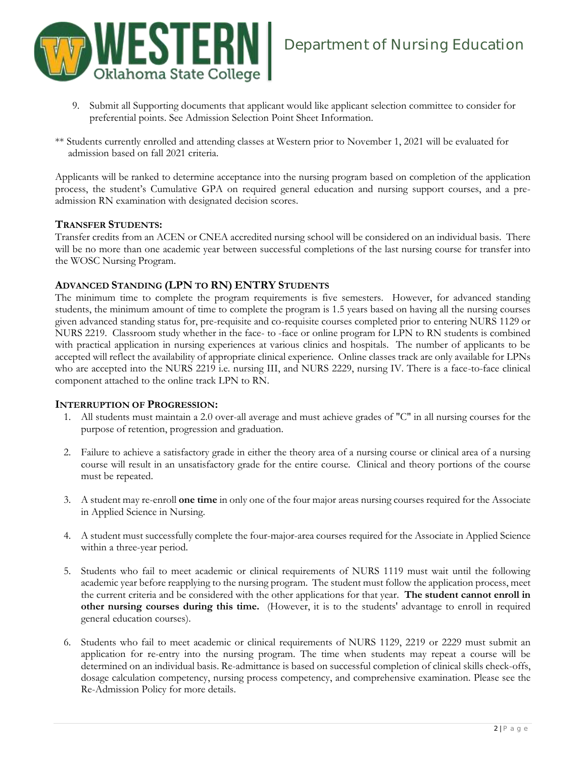9. Submit all Supporting documents that applicant would like applicant selection committee to consider for preferential points. See Admission Selection Point Sheet Information.

** Students currently enrolled and attending classes at Western prior to November 1, 2021 will be evaluated for admission based on fall 2021 criteria.

Applicants will be ranked to determine acceptance into the nursing program based on completion of the application process, the student's Cumulative GPA on required general education and nursing support courses, and a pre-admission RN examination with designated decision scores.

### TRANSFER STUDENTS:

Transfer credits from an ACEN or CNEA accredited nursing school will be considered on an individual basis. There will be no more than one academic year between successful completions of the last nursing course for transfer into the WOSC Nursing Program.

### ADVANCED STANDING (LPN TO RN) ENTRY STUDENTS

The minimum time to complete the program requirements is five semesters. However, for advanced standing students, the minimum amount of time to complete the program is 1.5 years based on having all the nursing courses given advanced standing status for, pre-requisite and co-requisite courses completed prior to entering NURS 1129 or NURS 2219. Classroom study whether in the face- to -face or online program for LPN to RN students is combined with practical application in nursing experiences at various clinics and hospitals. The number of applicants to be accepted will reflect the availability of appropriate clinical experience. Online classes track are only available for LPNs who are accepted into the NURS 2219 i.e. nursing III, and NURS 2229, nursing IV. There is a face-to-face clinical component attached to the online track LPN to RN.

### INTERRUPTION OF PROGRESSION:

1. All students must maintain a 2.0 over-all average and must achieve grades of "C" in all nursing courses for the purpose of retention, progression and graduation.

2. Failure to achieve a satisfactory grade in either the theory area of a nursing course or clinical area of a nursing course will result in an unsatisfactory grade for the entire course. Clinical and theory portions of the course must be repeated.

3. A student may re-enroll **one time** in only one of the four major areas nursing courses required for the Associate in Applied Science in Nursing.

4. A student must successfully complete the four-major-area courses required for the Associate in Applied Science within a three-year period.

5. Students who fail to meet academic or clinical requirements of NURS 1119 must wait until the following academic year before reapplying to the nursing program. The student must follow the application process, meet the current criteria and be considered with the other applications for that year. **The student cannot enroll in other nursing courses during this time.** (However, it is to the students' advantage to enroll in required general education courses).

6. Students who fail to meet academic or clinical requirements of NURS 1129, 2219 or 2229 must submit an application for re-entry into the nursing program. The time when students may repeat a course will be determined on an individual basis. Re-admittance is based on successful completion of clinical skills check-offs, dosage calculation competency, nursing process competency, and comprehensive examination. Please see the Re-Admission Policy for more details.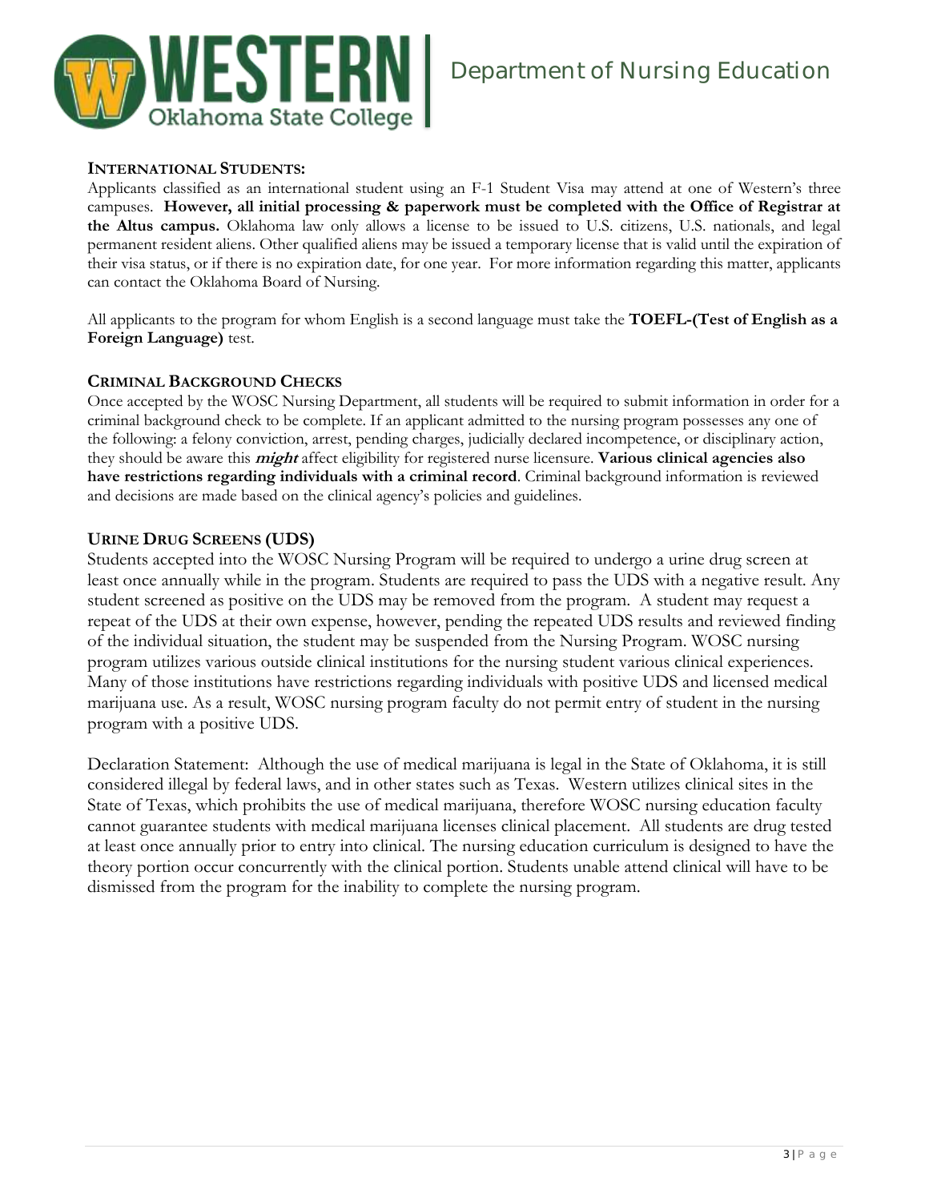### INTERNATIONAL STUDENTS:

Applicants classified as an international student using an F-1 Student Visa may attend at one of Western's three campuses. **However, all initial processing & paperwork must be completed with the Office of Registrar at the Altus campus.** Oklahoma law only allows a license to be issued to U.S. citizens, U.S. nationals, and legal permanent resident aliens. Other qualified aliens may be issued a temporary license that is valid until the expiration of their visa status, or if there is no expiration date, for one year. For more information regarding this matter, applicants can contact the Oklahoma Board of Nursing.

All applicants to the program for whom English is a second language must take the **TOEFL-(Test of English as a Foreign Language)** test.

### CRIMINAL BACKGROUND CHECKS

Once accepted by the WOSC Nursing Department, all students will be required to submit information in order for a criminal background check to be complete. If an applicant admitted to the nursing program possesses any one of the following: a felony conviction, arrest, pending charges, judicially declared incompetence, or disciplinary action, they should be aware this ***might*** affect eligibility for registered nurse licensure. **Various clinical agencies also have restrictions regarding individuals with a criminal record**. Criminal background information is reviewed and decisions are made based on the clinical agency's policies and guidelines.

### URINE DRUG SCREENS (UDS)

Students accepted into the WOSC Nursing Program will be required to undergo a urine drug screen at least once annually while in the program. Students are required to pass the UDS with a negative result. Any student screened as positive on the UDS may be removed from the program. A student may request a repeat of the UDS at their own expense, however, pending the repeated UDS results and reviewed finding of the individual situation, the student may be suspended from the Nursing Program. WOSC nursing program utilizes various outside clinical institutions for the nursing student various clinical experiences. Many of those institutions have restrictions regarding individuals with positive UDS and licensed medical marijuana use. As a result, WOSC nursing program faculty do not permit entry of student in the nursing program with a positive UDS.

Declaration Statement: Although the use of medical marijuana is legal in the State of Oklahoma, it is still considered illegal by federal laws, and in other states such as Texas. Western utilizes clinical sites in the State of Texas, which prohibits the use of medical marijuana, therefore WOSC nursing education faculty cannot guarantee students with medical marijuana licenses clinical placement. All students are drug tested at least once annually prior to entry into clinical. The nursing education curriculum is designed to have the theory portion occur concurrently with the clinical portion. Students unable attend clinical will have to be dismissed from the program for the inability to complete the nursing program.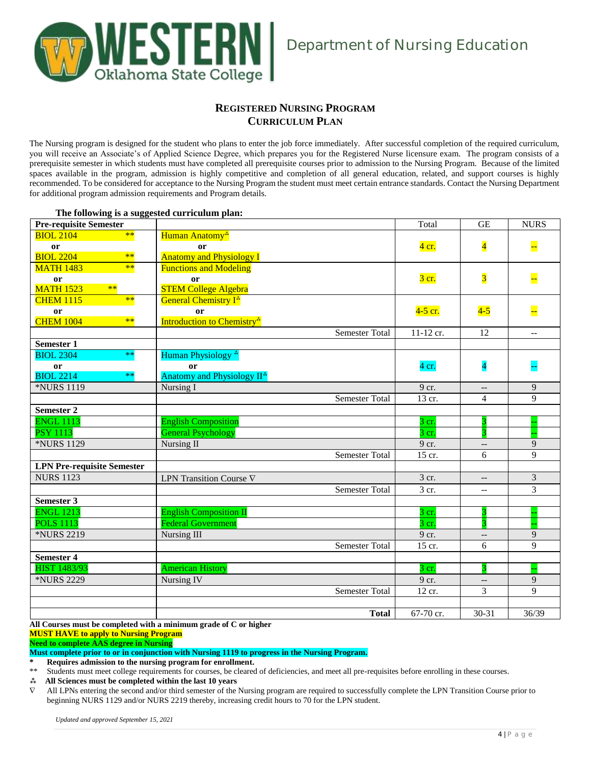# Department of Nursing Education

## REGISTERED NURSING PROGRAM
## CURRICULUM PLAN

The Nursing program is designed for the student who plans to enter the job force immediately. After successful completion of the required curriculum, you will receive an Associate's of Applied Science Degree, which prepares you for the Registered Nurse licensure exam. The program consists of a prerequisite semester in which students must have completed all prerequisite courses prior to admission to the Nursing Program. Because of the limited spaces available in the program, admission is highly competitive and completion of all general education, related, and support courses is highly recommended. To be considered for acceptance to the Nursing Program the student must meet certain entrance standards. Contact the Nursing Department for additional program admission requirements and Program details.

**The following is a suggested curriculum plan:**

| **Pre-requisite Semester** | | Total | GE | NURS |
|---|---|---|---|---|
| BIOL 2104 ** or BIOL 2204 ** | Human Anatomy⁂ or Anatomy and Physiology I | 4 cr. | 4 | -- |
| MATH 1483 ** or MATH 1523 ** | Functions and Modeling or STEM College Algebra | 3 cr. | 3 | -- |
| CHEM 1115 ** or CHEM 1004 ** | General Chemistry I⁂ or Introduction to Chemistry⁂ | 4-5 cr. | 4-5 | -- |
| | Semester Total | 11-12 cr. | 12 | -- |
| **Semester 1** | | | | |
| BIOL 2304 ** or BIOL 2214 ** | Human Physiology ⁂ or Anatomy and Physiology II⁂ | 4 cr. | 4 | -- |
| *NURS 1119 | Nursing I | 9 cr. | -- | 9 |
| | Semester Total | 13 cr. | 4 | 9 |
| **Semester 2** | | | | |
| ENGL 1113 | English Composition | 3 cr. | 3 | -- |
| PSY 1113 | General Psychology | 3 cr. | 3 | -- |
| *NURS 1129 | Nursing II | 9 cr. | -- | 9 |
| | Semester Total | 15 cr. | 6 | 9 |
| **LPN Pre-requisite Semester** | | | | |
| NURS 1123 | LPN Transition Course ∇ | 3 cr. | -- | 3 |
| | Semester Total | 3 cr. | -- | 3 |
| **Semester 3** | | | | |
| ENGL 1213 | English Composition II | 3 cr. | 3 | -- |
| POLS 1113 | Federal Government | 3 cr. | 3 | -- |
| *NURS 2219 | Nursing III | 9 cr. | -- | 9 |
| | Semester Total | 15 cr. | 6 | 9 |
| **Semester 4** | | | | |
| HIST 1483/93 | American History | 3 cr. | 3 | -- |
| *NURS 2229 | Nursing IV | 9 cr. | -- | 9 |
| | Semester Total | 12 cr. | 3 | 9 |
| | | | | |
| | **Total** | 67-70 cr. | 30-31 | 36/39 |

**All Courses must be completed with a minimum grade of C or higher**
**MUST HAVE to apply to Nursing Program**
**Need to complete AAS degree in Nursing**
**Must complete prior to or in conjunction with Nursing 1119 to progress in the Nursing Program.**

- \* **Requires admission to the nursing program for enrollment.**
- \** Students must meet college requirements for courses, be cleared of deficiencies, and meet all pre-requisites before enrolling in these courses.
- ⁂ **All Sciences must be completed within the last 10 years**
- ∇ All LPNs entering the second and/or third semester of the Nursing program are required to successfully complete the LPN Transition Course prior to beginning NURS 1129 and/or NURS 2219 thereby, increasing credit hours to 70 for the LPN student.

*Updated and approved September 15, 2021*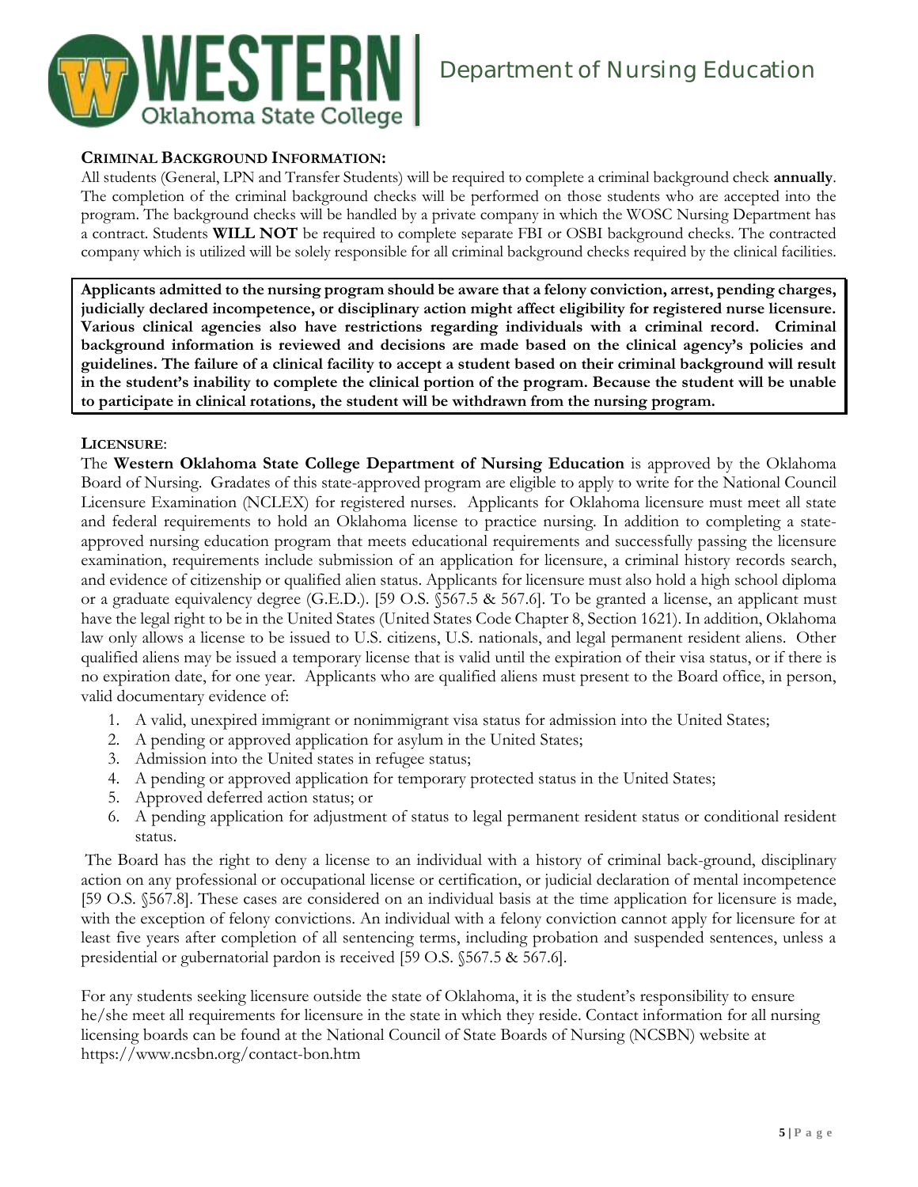**CRIMINAL BACKGROUND INFORMATION:**

All students (General, LPN and Transfer Students) will be required to complete a criminal background check **annually**. The completion of the criminal background checks will be performed on those students who are accepted into the program. The background checks will be handled by a private company in which the WOSC Nursing Department has a contract. Students **WILL NOT** be required to complete separate FBI or OSBI background checks. The contracted company which is utilized will be solely responsible for all criminal background checks required by the clinical facilities.

**Applicants admitted to the nursing program should be aware that a felony conviction, arrest, pending charges, judicially declared incompetence, or disciplinary action might affect eligibility for registered nurse licensure. Various clinical agencies also have restrictions regarding individuals with a criminal record. Criminal background information is reviewed and decisions are made based on the clinical agency's policies and guidelines. The failure of a clinical facility to accept a student based on their criminal background will result in the student's inability to complete the clinical portion of the program. Because the student will be unable to participate in clinical rotations, the student will be withdrawn from the nursing program.**

**LICENSURE**:

The **Western Oklahoma State College Department of Nursing Education** is approved by the Oklahoma Board of Nursing. Gradates of this state-approved program are eligible to apply to write for the National Council Licensure Examination (NCLEX) for registered nurses. Applicants for Oklahoma licensure must meet all state and federal requirements to hold an Oklahoma license to practice nursing. In addition to completing a state-approved nursing education program that meets educational requirements and successfully passing the licensure examination, requirements include submission of an application for licensure, a criminal history records search, and evidence of citizenship or qualified alien status. Applicants for licensure must also hold a high school diploma or a graduate equivalency degree (G.E.D.). [59 O.S. §567.5 & 567.6]. To be granted a license, an applicant must have the legal right to be in the United States (United States Code Chapter 8, Section 1621). In addition, Oklahoma law only allows a license to be issued to U.S. citizens, U.S. nationals, and legal permanent resident aliens. Other qualified aliens may be issued a temporary license that is valid until the expiration of their visa status, or if there is no expiration date, for one year. Applicants who are qualified aliens must present to the Board office, in person, valid documentary evidence of:

1. A valid, unexpired immigrant or nonimmigrant visa status for admission into the United States;
2. A pending or approved application for asylum in the United States;
3. Admission into the United states in refugee status;
4. A pending or approved application for temporary protected status in the United States;
5. Approved deferred action status; or
6. A pending application for adjustment of status to legal permanent resident status or conditional resident status.

The Board has the right to deny a license to an individual with a history of criminal back-ground, disciplinary action on any professional or occupational license or certification, or judicial declaration of mental incompetence [59 O.S. §567.8]. These cases are considered on an individual basis at the time application for licensure is made, with the exception of felony convictions. An individual with a felony conviction cannot apply for licensure for at least five years after completion of all sentencing terms, including probation and suspended sentences, unless a presidential or gubernatorial pardon is received [59 O.S. §567.5 & 567.6].

For any students seeking licensure outside the state of Oklahoma, it is the student's responsibility to ensure he/she meet all requirements for licensure in the state in which they reside. Contact information for all nursing licensing boards can be found at the National Council of State Boards of Nursing (NCSBN) website at https://www.ncsbn.org/contact-bon.htm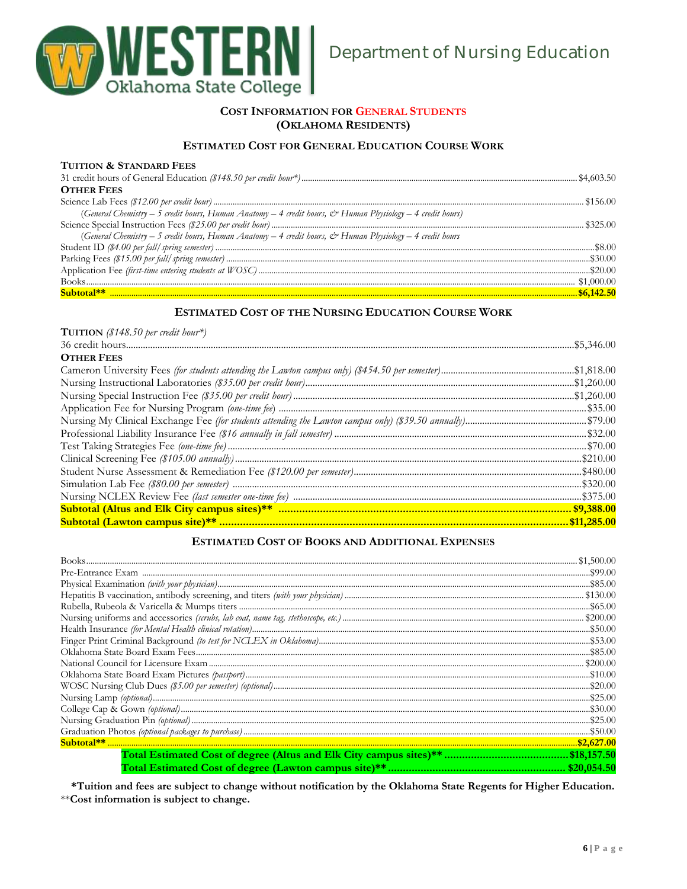# Department of Nursing Education

## Cost Information for General Students (Oklahoma Residents)

### Estimated Cost for General Education Course Work

| | |
|---|---|
| **Tuition & Standard Fees** | |
| 31 credit hours of General Education *($148.50 per credit hour*)* | $4,603.50 |
| **Other Fees** | |
| Science Lab Fees *($12.00 per credit hour)* | $156.00 |
| *(General Chemistry – 5 credit hours, Human Anatomy – 4 credit hours, & Human Physiology – 4 credit hours)* | |
| Science Special Instruction Fees *($25.00 per credit hour)* | $325.00 |
| *(General Chemistry – 5 credit hours, Human Anatomy – 4 credit hours, & Human Physiology – 4 credit hours* | |
| Student ID *($4.00 per fall/spring semester)* | $8.00 |
| Parking Fees *($15.00 per fall/spring semester)* | $30.00 |
| Application Fee *(first-time entering students at WOSC)* | $20.00 |
| Books | $1,000.00 |
| **Subtotal**** | **$6,142.50** |

### Estimated Cost of the Nursing Education Course Work

| | |
|---|---|
| **Tuition** *($148.50 per credit hour*)* | |
| 36 credit hours | $5,346.00 |
| **Other Fees** | |
| Cameron University Fees *(for students attending the Lawton campus only) ($454.50 per semester)* | $1,818.00 |
| Nursing Instructional Laboratories *($35.00 per credit hour)* | $1,260.00 |
| Nursing Special Instruction Fee *($35.00 per credit hour)* | $1,260.00 |
| Application Fee for Nursing Program *(one-time fee)* | $35.00 |
| Nursing My Clinical Exchange Fee *(for students attending the Lawton campus only) ($39.50 annually)* | $79.00 |
| Professional Liability Insurance Fee *($16 annually in fall semester)* | $32.00 |
| Test Taking Strategies Fee *(one-time fee)* | $70.00 |
| Clinical Screening Fee *($105.00 annually)* | $210.00 |
| Student Nurse Assessment & Remediation Fee *($120.00 per semester)* | $480.00 |
| Simulation Lab Fee *($80.00 per semester)* | $320.00 |
| Nursing NCLEX Review Fee *(last semester one-time fee)* | $375.00 |
| **Subtotal (Altus and Elk City campus sites)**** | **$9,388.00** |
| **Subtotal (Lawton campus site)**** | **$11,285.00** |

### Estimated Cost of Books and Additional Expenses

| | |
|---|---|
| Books | $1,500.00 |
| Pre-Entrance Exam | $99.00 |
| Physical Examination *(with your physician)* | $85.00 |
| Hepatitis B vaccination, antibody screening, and titers *(with your physician)* | $130.00 |
| Rubella, Rubeola & Varicella & Mumps titers | $65.00 |
| Nursing uniforms and accessories *(scrubs, lab coat, name tag, stethoscope, etc.)* | $200.00 |
| Health Insurance *(for Mental Health clinical rotation)* | $50.00 |
| Finger Print Criminal Background *(to test for NCLEX in Oklahoma)* | $53.00 |
| Oklahoma State Board Exam Fees | $85.00 |
| National Council for Licensure Exam | $200.00 |
| Oklahoma State Board Exam Pictures *(passport)* | $10.00 |
| WOSC Nursing Club Dues *($5.00 per semester) (optional)* | $20.00 |
| Nursing Lamp *(optional)* | $25.00 |
| College Cap & Gown *(optional)* | $30.00 |
| Nursing Graduation Pin *(optional)* | $25.00 |
| Graduation Photos *(optional packages to purchase)* | $50.00 |
| **Subtotal**** | **$2,627.00** |
| **Total Estimated Cost of degree (Altus and Elk City campus sites)**** | **$18,157.50** |
| **Total Estimated Cost of degree (Lawton campus site)**** | **$20,054.50** |

***Tuition and fees are subject to change without notification by the Oklahoma State Regents for Higher Education.**

****Cost information is subject to change.**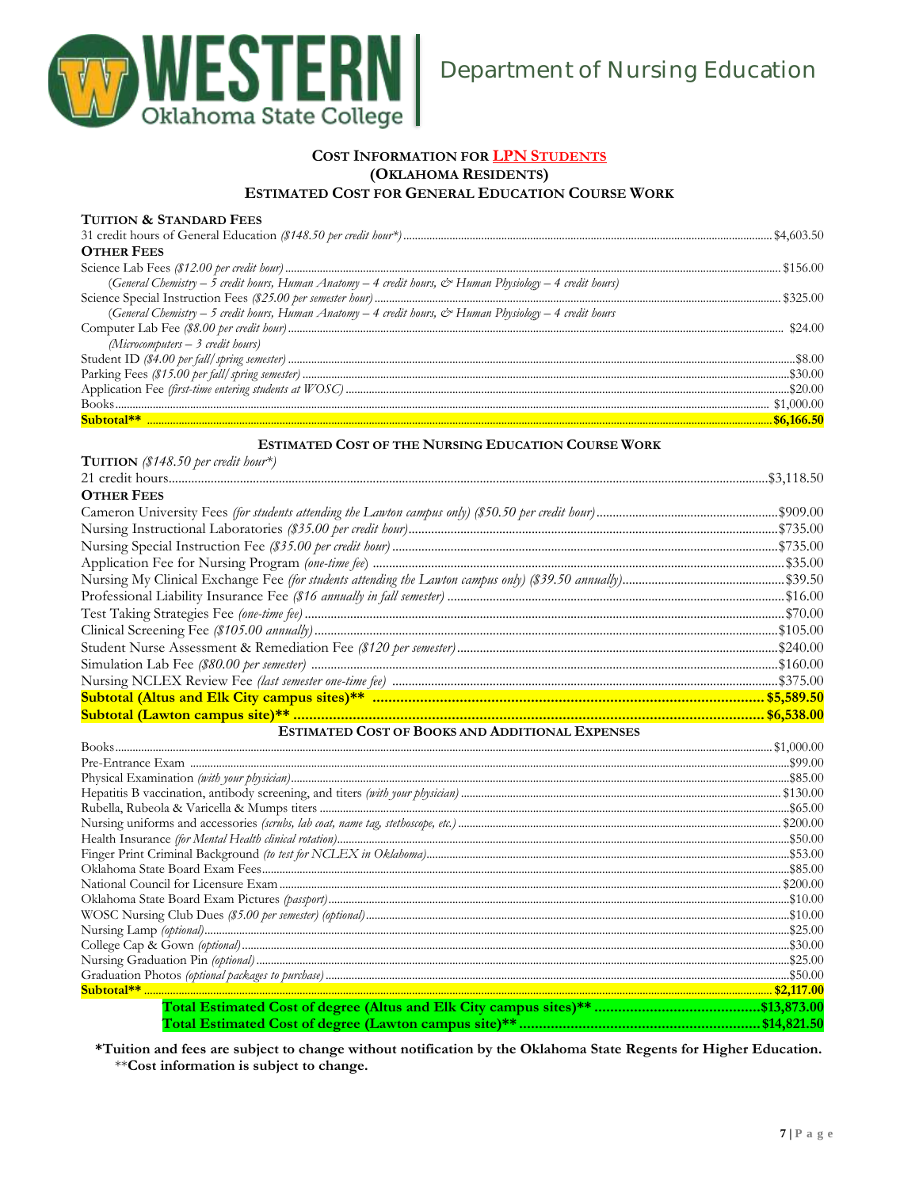# Department of Nursing Education

## COST INFORMATION FOR LPN STUDENTS
### (OKLAHOMA RESIDENTS)
### ESTIMATED COST FOR GENERAL EDUCATION COURSE WORK

| Item | Cost |
|---|---|
| **TUITION & STANDARD FEES** | |
| 31 credit hours of General Education *($148.50 per credit hour\*)* | $4,603.50 |
| **OTHER FEES** | |
| Science Lab Fees *($12.00 per credit hour)* | $156.00 |
| *(General Chemistry – 5 credit hours, Human Anatomy – 4 credit hours, & Human Physiology – 4 credit hours)* | |
| Science Special Instruction Fees *($25.00 per semester hour)* | $325.00 |
| *(General Chemistry – 5 credit hours, Human Anatomy – 4 credit hours, & Human Physiology – 4 credit hours* | |
| Computer Lab Fee *($8.00 per credit hour)* | $24.00 |
| *(Microcomputers – 3 credit hours)* | |
| Student ID *($4.00 per fall/spring semester)* | $8.00 |
| Parking Fees *($15.00 per fall/spring semester)* | $30.00 |
| Application Fee *(first-time entering students at WOSC)* | $20.00 |
| Books | $1,000.00 |
| **Subtotal\*\*** | **$6,166.50** |

### ESTIMATED COST OF THE NURSING EDUCATION COURSE WORK

| Item | Cost |
|---|---|
| **TUITION** *($148.50 per credit hour\*)* | |
| 21 credit hours | $3,118.50 |
| **OTHER FEES** | |
| Cameron University Fees *(for students attending the Lawton campus only) ($50.50 per credit hour)* | $909.00 |
| Nursing Instructional Laboratories *($35.00 per credit hour)* | $735.00 |
| Nursing Special Instruction Fee *($35.00 per credit hour)* | $735.00 |
| Application Fee for Nursing Program *(one-time fee)* | $35.00 |
| Nursing My Clinical Exchange Fee *(for students attending the Lawton campus only) ($39.50 annually)* | $39.50 |
| Professional Liability Insurance Fee *($16 annually in fall semester)* | $16.00 |
| Test Taking Strategies Fee *(one-time fee)* | $70.00 |
| Clinical Screening Fee *($105.00 annually)* | $105.00 |
| Student Nurse Assessment & Remediation Fee *($120 per semester)* | $240.00 |
| Simulation Lab Fee *($80.00 per semester)* | $160.00 |
| Nursing NCLEX Review Fee *(last semester one-time fee)* | $375.00 |
| **Subtotal (Altus and Elk City campus sites)\*\*** | **$5,589.50** |
| **Subtotal (Lawton campus site)\*\*** | **$6,538.00** |

### ESTIMATED COST OF BOOKS AND ADDITIONAL EXPENSES

| Item | Cost |
|---|---|
| Books | $1,000.00 |
| Pre-Entrance Exam | $99.00 |
| Physical Examination *(with your physician)* | $85.00 |
| Hepatitis B vaccination, antibody screening, and titers *(with your physician)* | $130.00 |
| Rubella, Rubeola & Varicella & Mumps titers | $65.00 |
| Nursing uniforms and accessories *(scrubs, lab coat, name tag, stethoscope, etc.)* | $200.00 |
| Health Insurance *(for Mental Health clinical rotation)* | $50.00 |
| Finger Print Criminal Background *(to test for NCLEX in Oklahoma)* | $53.00 |
| Oklahoma State Board Exam Fees | $85.00 |
| National Council for Licensure Exam | $200.00 |
| Oklahoma State Board Exam Pictures *(passport)* | $10.00 |
| WOSC Nursing Club Dues *($5.00 per semester) (optional)* | $10.00 |
| Nursing Lamp *(optional)* | $25.00 |
| College Cap & Gown *(optional)* | $30.00 |
| Nursing Graduation Pin *(optional)* | $25.00 |
| Graduation Photos *(optional packages to purchase)* | $50.00 |
| **Subtotal\*\*** | **$2,117.00** |
| **Total Estimated Cost of degree (Altus and Elk City campus sites)\*\*** | **$13,873.00** |
| **Total Estimated Cost of degree (Lawton campus site)\*\*** | **$14,821.50** |

**\*Tuition and fees are subject to change without notification by the Oklahoma State Regents for Higher Education.**
\*\***Cost information is subject to change.**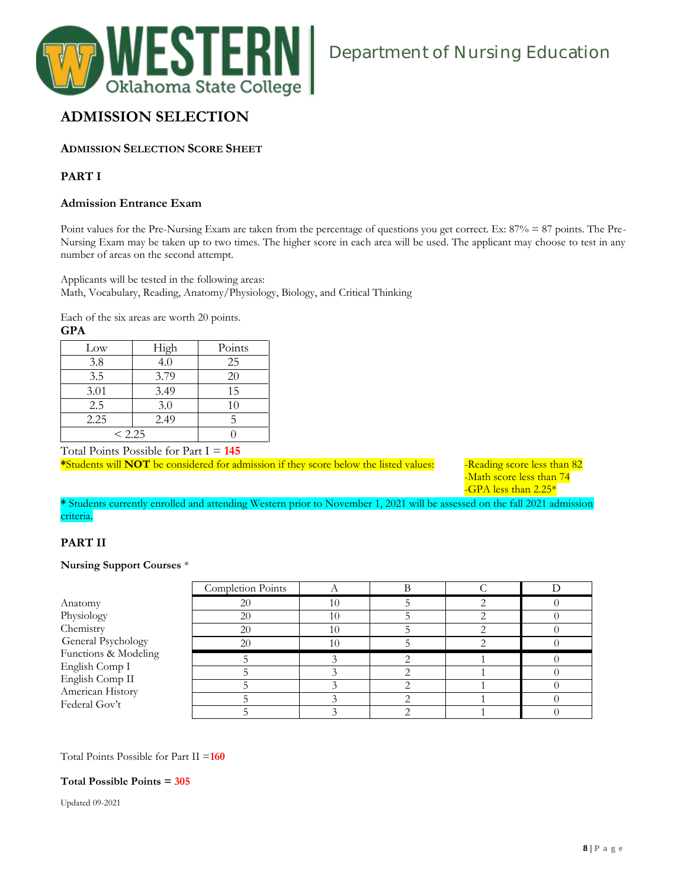Department of Nursing Education

# ADMISSION SELECTION

## ADMISSION SELECTION SCORE SHEET

### PART I

**Admission Entrance Exam**

Point values for the Pre-Nursing Exam are taken from the percentage of questions you get correct. Ex: 87% = 87 points. The Pre-Nursing Exam may be taken up to two times. The higher score in each area will be used. The applicant may choose to test in any number of areas on the second attempt.

Applicants will be tested in the following areas:
Math, Vocabulary, Reading, Anatomy/Physiology, Biology, and Critical Thinking

Each of the six areas are worth 20 points.

**GPA**

| Low | High | Points |
|---|---|---|
| 3.8 | 4.0 | 25 |
| 3.5 | 3.79 | 20 |
| 3.01 | 3.49 | 15 |
| 2.5 | 3.0 | 10 |
| 2.25 | 2.49 | 5 |
| < 2.25 | | 0 |

Total Points Possible for Part I = **145**

***Students will NOT** be considered for admission if they score below the listed values:

- -Reading score less than 82
- -Math score less than 74
- -GPA less than 2.25*

**\*** Students currently enrolled and attending Western prior to November 1, 2021 will be assessed on the fall 2021 admission criteria.

### PART II

**Nursing Support Courses** *

| | Completion Points | A | B | C | D |
|---|---|---|---|---|---|
| Anatomy | 20 | 10 | 5 | 2 | 0 |
| Physiology | 20 | 10 | 5 | 2 | 0 |
| Chemistry | 20 | 10 | 5 | 2 | 0 |
| General Psychology | 20 | 10 | 5 | 2 | 0 |
| Functions & Modeling | 5 | 3 | 2 | 1 | 0 |
| English Comp I | 5 | 3 | 2 | 1 | 0 |
| English Comp II | 5 | 3 | 2 | 1 | 0 |
| American History | 5 | 3 | 2 | 1 | 0 |
| Federal Gov't | 5 | 3 | 2 | 1 | 0 |

Total Points Possible for Part II =**160**

**Total Possible Points = 305**

Updated 09-2021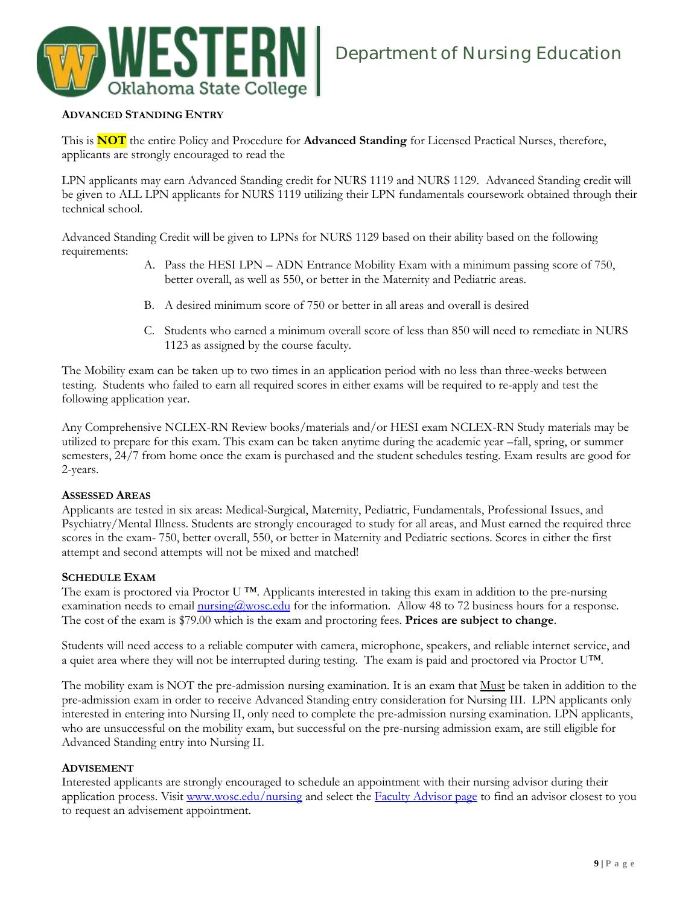### Advanced Standing Entry

This is **NOT** the entire Policy and Procedure for **Advanced Standing** for Licensed Practical Nurses, therefore, applicants are strongly encouraged to read the

LPN applicants may earn Advanced Standing credit for NURS 1119 and NURS 1129. Advanced Standing credit will be given to ALL LPN applicants for NURS 1119 utilizing their LPN fundamentals coursework obtained through their technical school.

Advanced Standing Credit will be given to LPNs for NURS 1129 based on their ability based on the following requirements:

A. Pass the HESI LPN – ADN Entrance Mobility Exam with a minimum passing score of 750, better overall, as well as 550, or better in the Maternity and Pediatric areas.

B. A desired minimum score of 750 or better in all areas and overall is desired

C. Students who earned a minimum overall score of less than 850 will need to remediate in NURS 1123 as assigned by the course faculty.

The Mobility exam can be taken up to two times in an application period with no less than three-weeks between testing. Students who failed to earn all required scores in either exams will be required to re-apply and test the following application year.

Any Comprehensive NCLEX-RN Review books/materials and/or HESI exam NCLEX-RN Study materials may be utilized to prepare for this exam. This exam can be taken anytime during the academic year –fall, spring, or summer semesters, 24/7 from home once the exam is purchased and the student schedules testing. Exam results are good for 2-years.

### Assessed Areas

Applicants are tested in six areas: Medical-Surgical, Maternity, Pediatric, Fundamentals, Professional Issues, and Psychiatry/Mental Illness. Students are strongly encouraged to study for all areas, and Must earned the required three scores in the exam- 750, better overall, 550, or better in Maternity and Pediatric sections. Scores in either the first attempt and second attempts will not be mixed and matched!

### Schedule Exam

The exam is proctored via Proctor U ™. Applicants interested in taking this exam in addition to the pre-nursing examination needs to email [nursing@wosc.edu](mailto:nursing@wosc.edu) for the information. Allow 48 to 72 business hours for a response. The cost of the exam is $79.00 which is the exam and proctoring fees. **Prices are subject to change**.

Students will need access to a reliable computer with camera, microphone, speakers, and reliable internet service, and a quiet area where they will not be interrupted during testing. The exam is paid and proctored via Proctor U™.

The mobility exam is NOT the pre-admission nursing examination. It is an exam that Must be taken in addition to the pre-admission exam in order to receive Advanced Standing entry consideration for Nursing III. LPN applicants only interested in entering into Nursing II, only need to complete the pre-admission nursing examination. LPN applicants, who are unsuccessful on the mobility exam, but successful on the pre-nursing admission exam, are still eligible for Advanced Standing entry into Nursing II.

### Advisement

Interested applicants are strongly encouraged to schedule an appointment with their nursing advisor during their application process. Visit [www.wosc.edu/nursing](http://www.wosc.edu/nursing) and select the Faculty Advisor page to find an advisor closest to you to request an advisement appointment.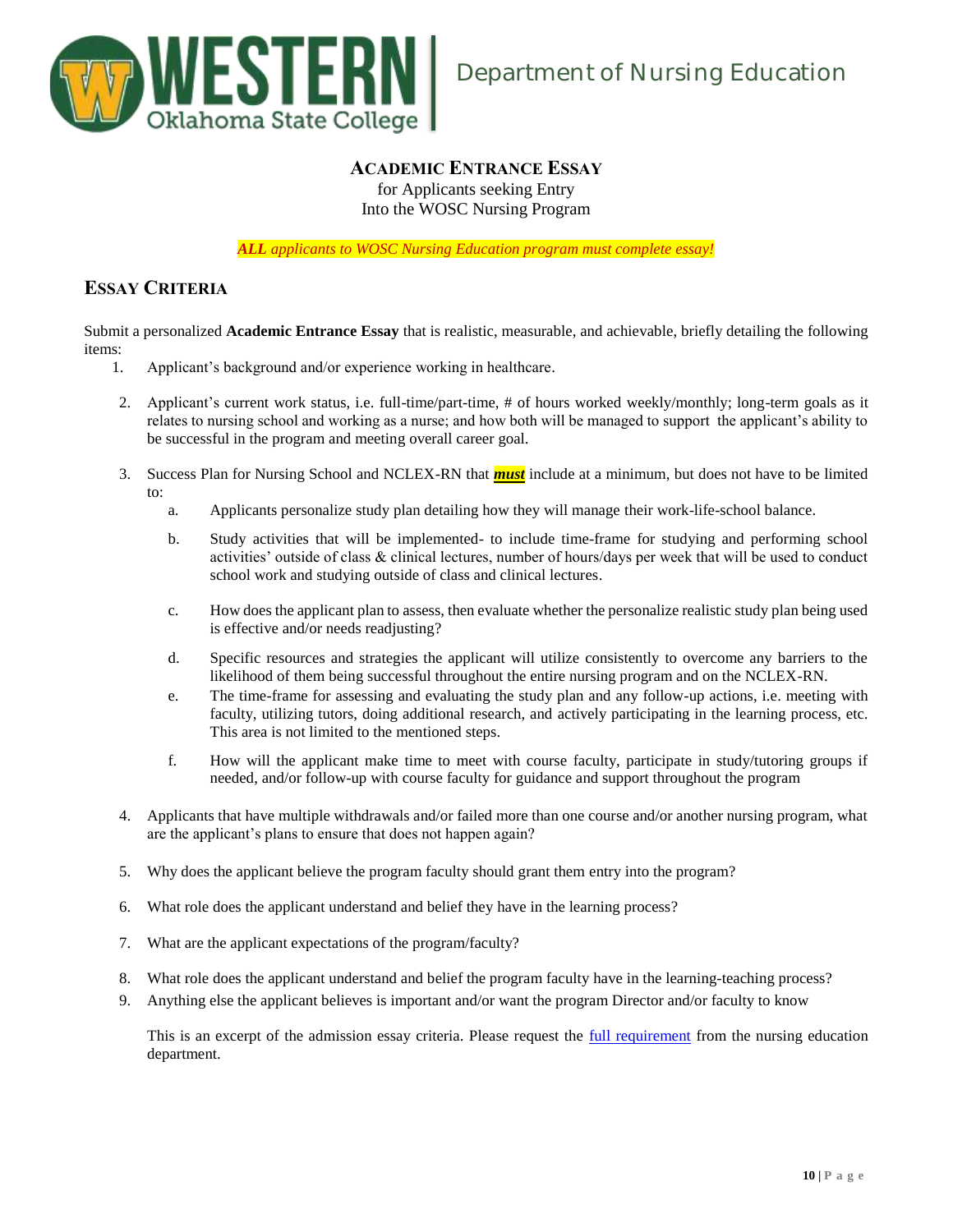Department of Nursing Education

## ACADEMIC ENTRANCE ESSAY

for Applicants seeking Entry
Into the WOSC Nursing Program

***ALL** applicants to WOSC Nursing Education program must complete essay!*

## ESSAY CRITERIA

Submit a personalized **Academic Entrance Essay** that is realistic, measurable, and achievable, briefly detailing the following items:

1. Applicant's background and/or experience working in healthcare.

2. Applicant's current work status, i.e. full-time/part-time, # of hours worked weekly/monthly; long-term goals as it relates to nursing school and working as a nurse; and how both will be managed to support the applicant's ability to be successful in the program and meeting overall career goal.

3. Success Plan for Nursing School and NCLEX-RN that ***must*** include at a minimum, but does not have to be limited to:
   a. Applicants personalize study plan detailing how they will manage their work-life-school balance.
   b. Study activities that will be implemented- to include time-frame for studying and performing school activities' outside of class & clinical lectures, number of hours/days per week that will be used to conduct school work and studying outside of class and clinical lectures.
   c. How does the applicant plan to assess, then evaluate whether the personalize realistic study plan being used is effective and/or needs readjusting?
   d. Specific resources and strategies the applicant will utilize consistently to overcome any barriers to the likelihood of them being successful throughout the entire nursing program and on the NCLEX-RN.
   e. The time-frame for assessing and evaluating the study plan and any follow-up actions, i.e. meeting with faculty, utilizing tutors, doing additional research, and actively participating in the learning process, etc. This area is not limited to the mentioned steps.
   f. How will the applicant make time to meet with course faculty, participate in study/tutoring groups if needed, and/or follow-up with course faculty for guidance and support throughout the program

4. Applicants that have multiple withdrawals and/or failed more than one course and/or another nursing program, what are the applicant's plans to ensure that does not happen again?

5. Why does the applicant believe the program faculty should grant them entry into the program?

6. What role does the applicant understand and belief they have in the learning process?

7. What are the applicant expectations of the program/faculty?

8. What role does the applicant understand and belief the program faculty have in the learning-teaching process?

9. Anything else the applicant believes is important and/or want the program Director and/or faculty to know

This is an excerpt of the admission essay criteria. Please request the full requirement from the nursing education department.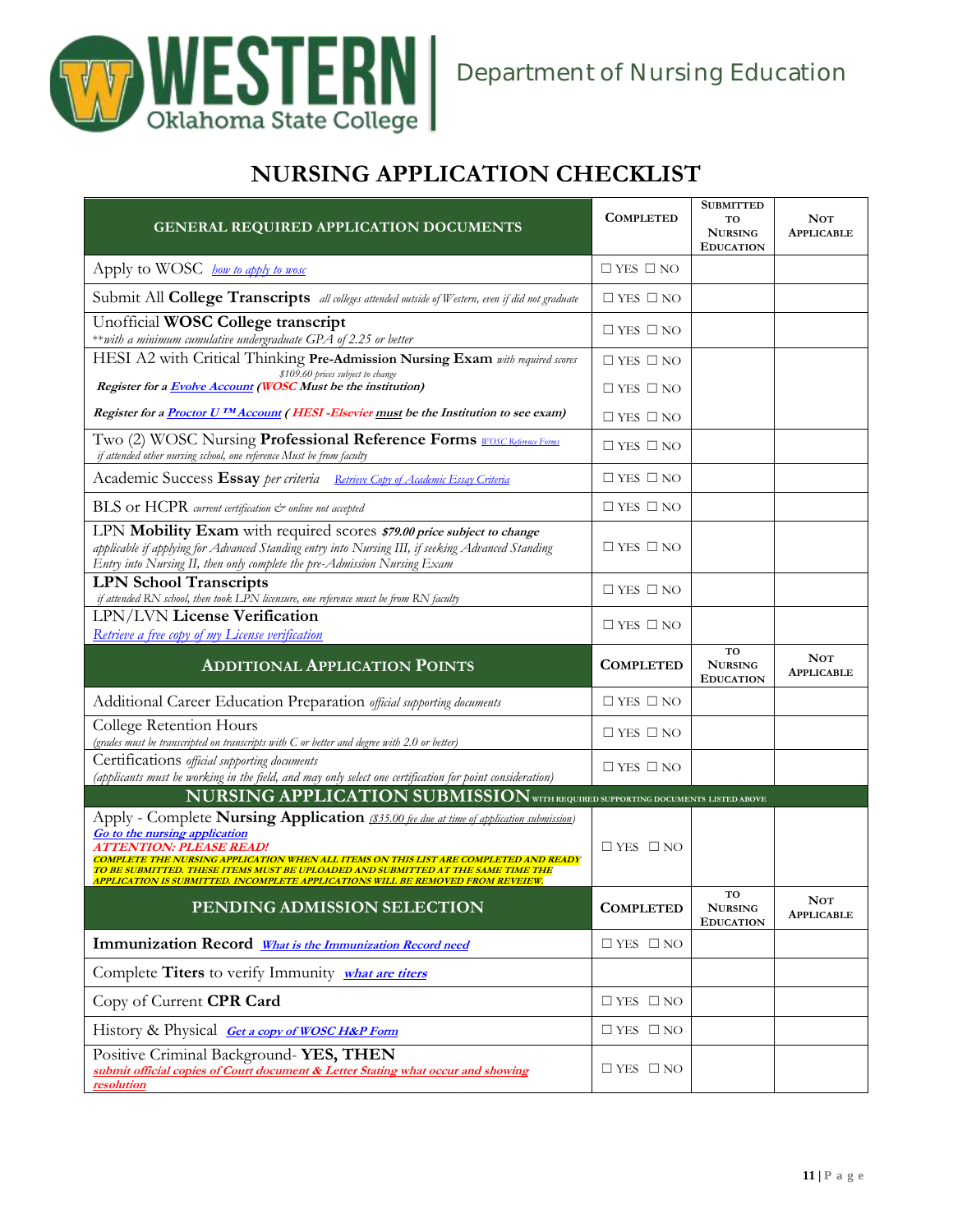Department of Nursing Education

# NURSING APPLICATION CHECKLIST

| GENERAL REQUIRED APPLICATION DOCUMENTS | COMPLETED | SUBMITTED TO NURSING EDUCATION | NOT APPLICABLE |
|---|---|---|---|
| Apply to WOSC *how to apply to wosc* | ☐ YES ☐ NO | | |
| Submit All **College Transcripts** *all colleges attended outside of Western, even if did not graduate* | ☐ YES ☐ NO | | |
| Unofficial **WOSC College transcript** *\*\*with a minimum cumulative undergraduate GPA of 2.25 or better* | ☐ YES ☐ NO | | |
| HESI A2 with Critical Thinking **Pre-Admission Nursing Exam** *with required scores* *$109.60 prices subject to change* | ☐ YES ☐ NO | | |
| ***Register for a Evolve Account (WOSC Must be the institution)*** | ☐ YES ☐ NO | | |
| ***Register for a Proctor U ™ Account ( HESI -Elsevier must be the Institution to see exam)*** | ☐ YES ☐ NO | | |
| Two (2) WOSC Nursing **Professional Reference Forms** *WOSC Reference Forms* *if attended other nursing school, one reference Must be from faculty* | ☐ YES ☐ NO | | |
| Academic Success **Essay** *per criteria* *Retrieve Copy of Academic Essay Criteria* | ☐ YES ☐ NO | | |
| BLS or HCPR *current certification & online not accepted* | ☐ YES ☐ NO | | |
| LPN **Mobility Exam** with required scores ***$79.00 price subject to change*** *applicable if applying for Advanced Standing entry into Nursing III, if seeking Advanced Standing Entry into Nursing II, then only complete the pre-Admission Nursing Exam* | ☐ YES ☐ NO | | |
| **LPN School Transcripts** *if attended RN school, then took LPN licensure, one reference must be from RN faculty* | ☐ YES ☐ NO | | |
| LPN/LVN **License Verification** *Retrieve a free copy of my License verification* | ☐ YES ☐ NO | | |
| **ADDITIONAL APPLICATION POINTS** | **COMPLETED** | **TO NURSING EDUCATION** | **NOT APPLICABLE** |
| Additional Career Education Preparation *official supporting documents* | ☐ YES ☐ NO | | |
| College Retention Hours *(grades must be transcripted on transcripts with C or better and degree with 2.0 or better)* | ☐ YES ☐ NO | | |
| Certifications *official supporting documents* *(applicants must be working in the field, and may only select one certification for point consideration)* | ☐ YES ☐ NO | | |
| **NURSING APPLICATION SUBMISSION** WITH REQUIRED SUPPORTING DOCUMENTS LISTED ABOVE | | | |
| Apply - Complete **Nursing Application** *($35.00 fee due at time of application submission)* ***Go to the nursing application*** ***ATTENTION: PLEASE READ!*** ***COMPLETE THE NURSING APPLICATION WHEN ALL ITEMS ON THIS LIST ARE COMPLETED AND READY TO BE SUBMITTED. THESE ITEMS MUST BE UPLOADED AND SUBMITTED AT THE SAME TIME THE APPLICATION IS SUBMITTED. INCOMPLETE APPLICATIONS WILL BE REMOVED FROM REVEIEW.*** | ☐ YES ☐ NO | | |
| **PENDING ADMISSION SELECTION** | **COMPLETED** | **TO NURSING EDUCATION** | **NOT APPLICABLE** |
| **Immunization Record** ***What is the Immunization Record need*** | ☐ YES ☐ NO | | |
| Complete **Titers** to verify Immunity ***what are titers*** | | | |
| Copy of Current **CPR Card** | ☐ YES ☐ NO | | |
| History & Physical ***Get a copy of WOSC H&P Form*** | ☐ YES ☐ NO | | |
| Positive Criminal Background- **YES, THEN** ***submit official copies of Court document & Letter Stating what occur and showing resolution*** | ☐ YES ☐ NO | | |